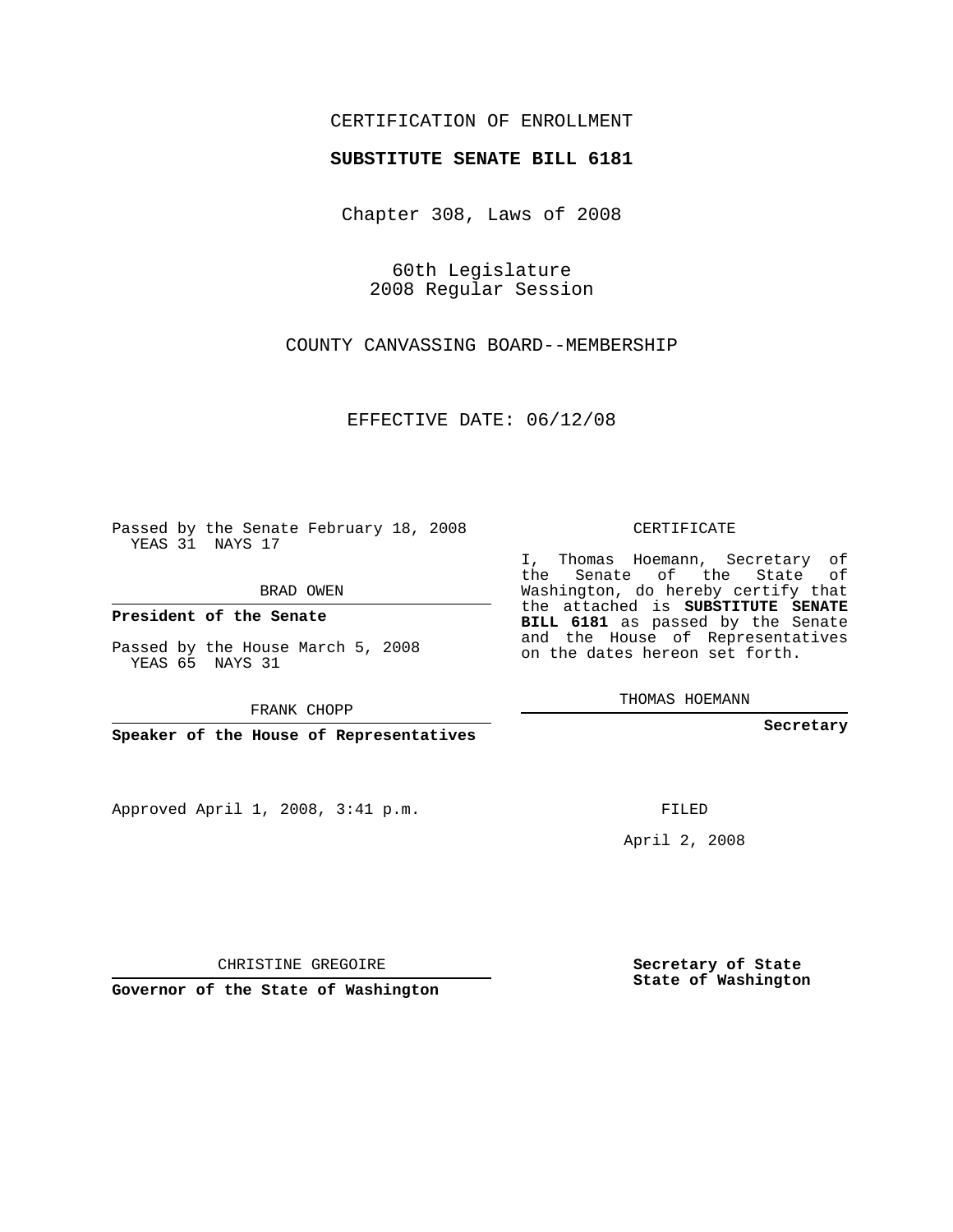CERTIFICATION OF ENROLLMENT

**SUBSTITUTE SENATE BILL 6181**

Chapter 308, Laws of 2008

60th Legislature
2008 Regular Session

COUNTY CANVASSING BOARD--MEMBERSHIP

EFFECTIVE DATE: 06/12/08

Passed by the Senate February 18, 2008
YEAS 31 NAYS 17

BRAD OWEN

**President of the Senate**

Passed by the House March 5, 2008
YEAS 65 NAYS 31

FRANK CHOPP

**Speaker of the House of Representatives**

CERTIFICATE

I, Thomas Hoemann, Secretary of the Senate of the State of Washington, do hereby certify that the attached is **SUBSTITUTE SENATE BILL 6181** as passed by the Senate and the House of Representatives on the dates hereon set forth.

THOMAS HOEMANN

**Secretary**

Approved April 1, 2008, 3:41 p.m.

FILED

April 2, 2008

CHRISTINE GREGOIRE

**Governor of the State of Washington**

**Secretary of State**
**State of Washington**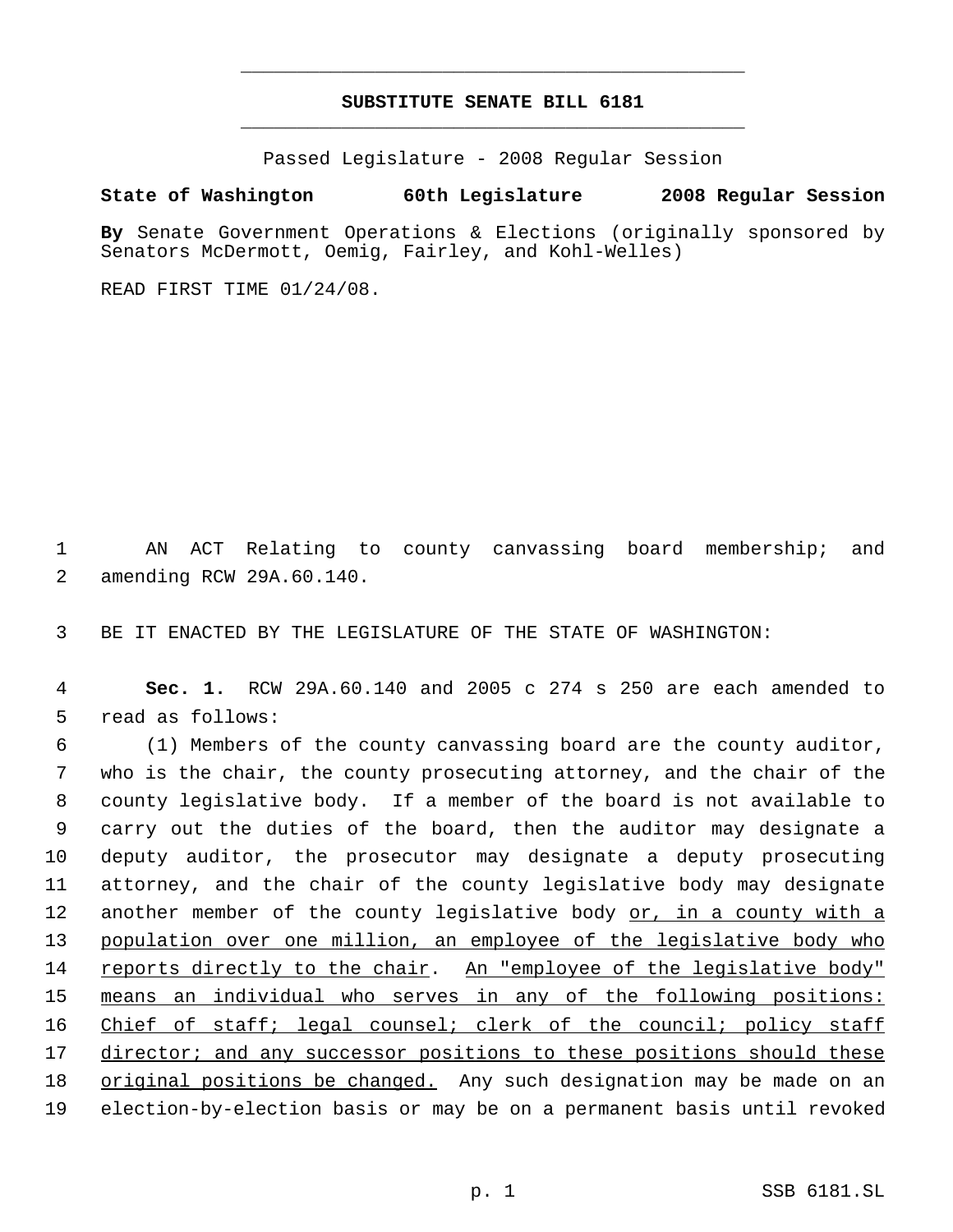# SUBSTITUTE SENATE BILL 6181

Passed Legislature - 2008 Regular Session

**State of Washington 60th Legislature 2008 Regular Session**

**By** Senate Government Operations & Elections (originally sponsored by Senators McDermott, Oemig, Fairley, and Kohl-Welles)

READ FIRST TIME 01/24/08.

1 AN ACT Relating to county canvassing board membership; and
2 amending RCW 29A.60.140.

3 BE IT ENACTED BY THE LEGISLATURE OF THE STATE OF WASHINGTON:

4 **Sec. 1.** RCW 29A.60.140 and 2005 c 274 s 250 are each amended to
5 read as follows:

6 (1) Members of the county canvassing board are the county auditor,
7 who is the chair, the county prosecuting attorney, and the chair of the
8 county legislative body. If a member of the board is not available to
9 carry out the duties of the board, then the auditor may designate a
10 deputy auditor, the prosecutor may designate a deputy prosecuting
11 attorney, and the chair of the county legislative body may designate
12 another member of the county legislative body <u>or, in a county with a</u>
13 <u>population over one million, an employee of the legislative body who</u>
14 <u>reports directly to the chair</u>. <u>An "employee of the legislative body"</u>
15 <u>means an individual who serves in any of the following positions:</u>
16 <u>Chief of staff; legal counsel; clerk of the council; policy staff</u>
17 <u>director; and any successor positions to these positions should these</u>
18 <u>original positions be changed.</u> Any such designation may be made on an
19 election-by-election basis or may be on a permanent basis until revoked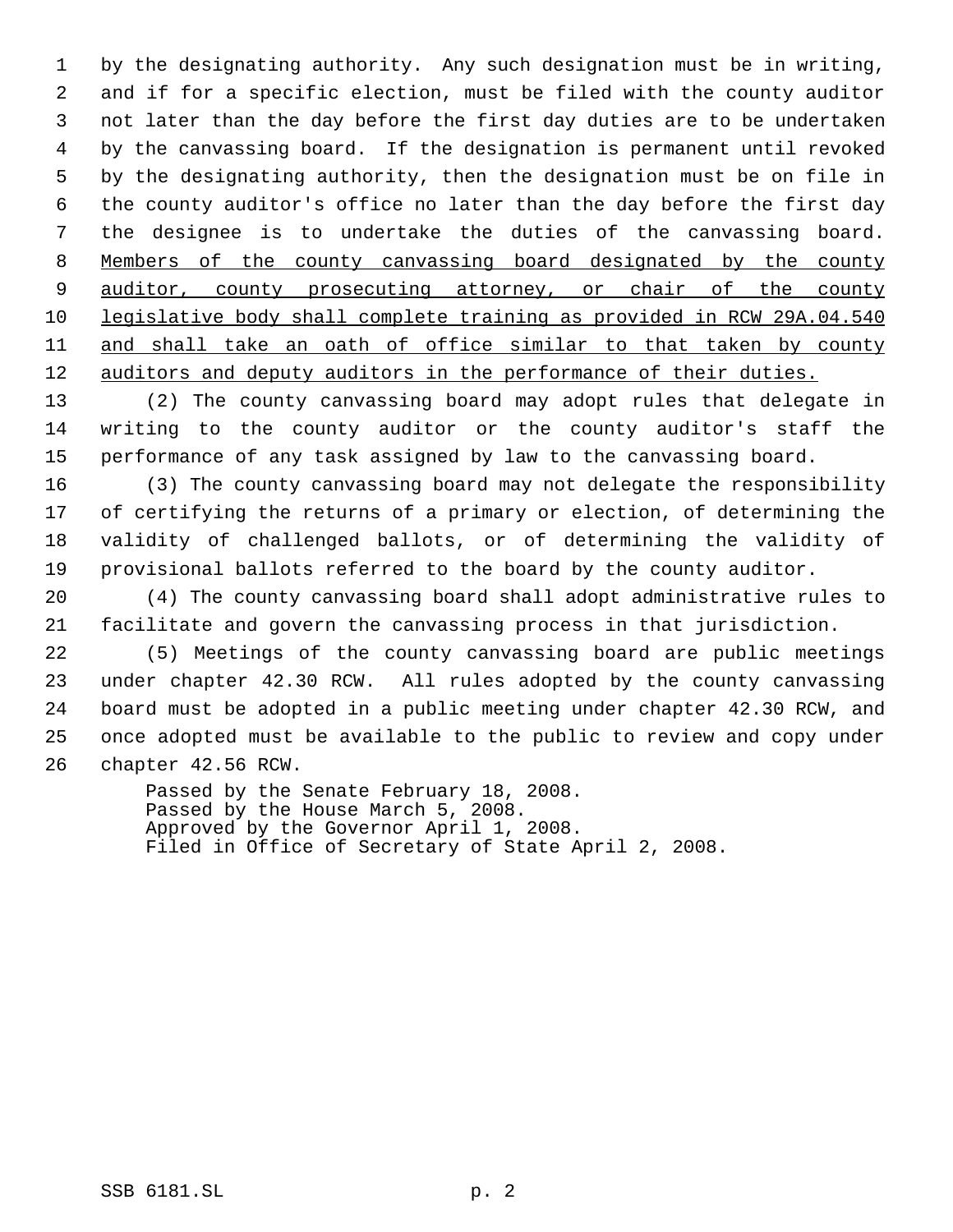by the designating authority. Any such designation must be in writing, and if for a specific election, must be filed with the county auditor not later than the day before the first day duties are to be undertaken by the canvassing board. If the designation is permanent until revoked by the designating authority, then the designation must be on file in the county auditor's office no later than the day before the first day the designee is to undertake the duties of the canvassing board. <u>Members of the county canvassing board designated by the county auditor, county prosecuting attorney, or chair of the county legislative body shall complete training as provided in RCW 29A.04.540 and shall take an oath of office similar to that taken by county auditors and deputy auditors in the performance of their duties.</u>

(2) The county canvassing board may adopt rules that delegate in writing to the county auditor or the county auditor's staff the performance of any task assigned by law to the canvassing board.

(3) The county canvassing board may not delegate the responsibility of certifying the returns of a primary or election, of determining the validity of challenged ballots, or of determining the validity of provisional ballots referred to the board by the county auditor.

(4) The county canvassing board shall adopt administrative rules to facilitate and govern the canvassing process in that jurisdiction.

(5) Meetings of the county canvassing board are public meetings under chapter 42.30 RCW. All rules adopted by the county canvassing board must be adopted in a public meeting under chapter 42.30 RCW, and once adopted must be available to the public to review and copy under chapter 42.56 RCW.

Passed by the Senate February 18, 2008.
Passed by the House March 5, 2008.
Approved by the Governor April 1, 2008.
Filed in Office of Secretary of State April 2, 2008.